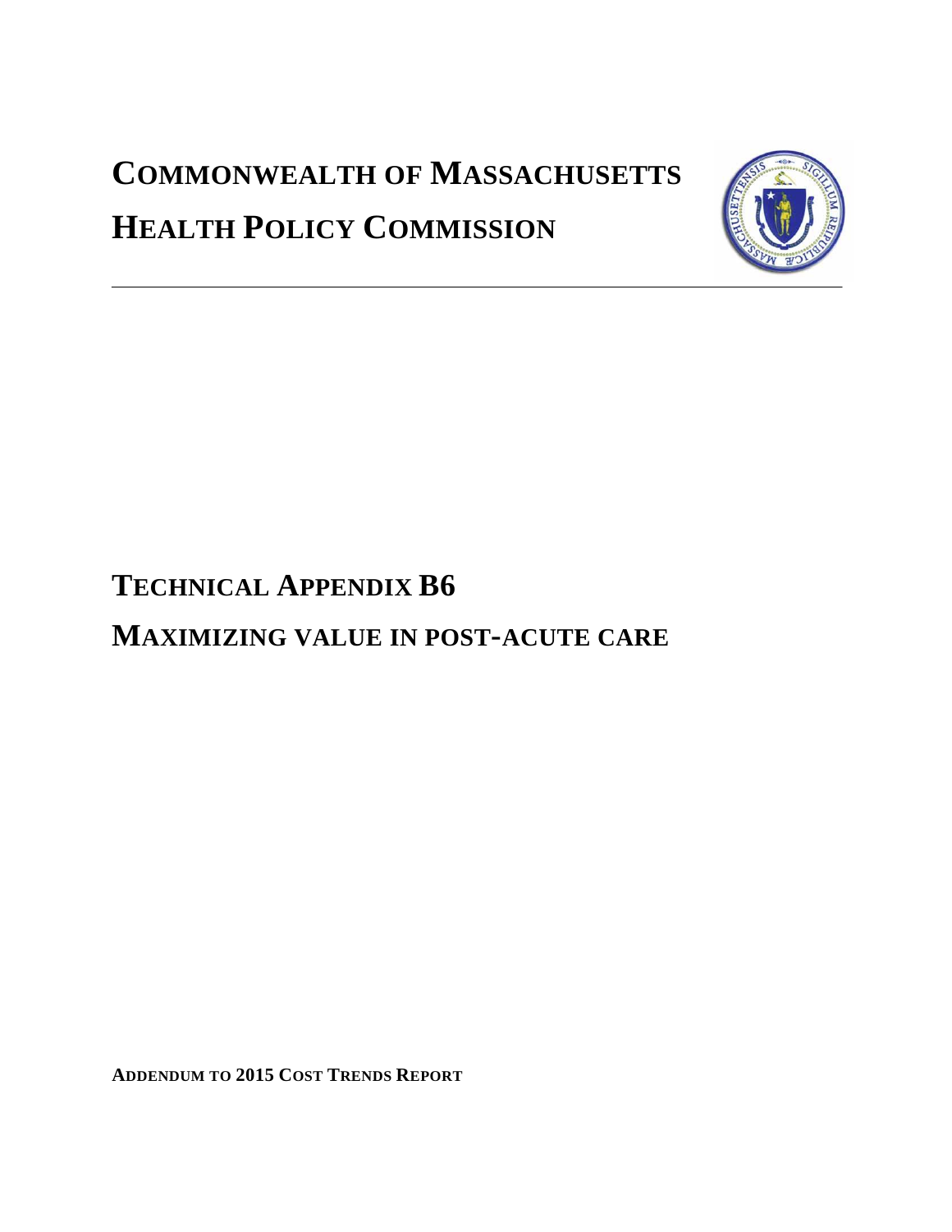# COMMONWEALTH OF MASSACHUSETTS

# HEALTH POLICY COMMISSION

---

## TECHNICAL APPENDIX B6

## MAXIMIZING VALUE IN POST-ACUTE CARE

**ADDENDUM TO 2015 COST TRENDS REPORT**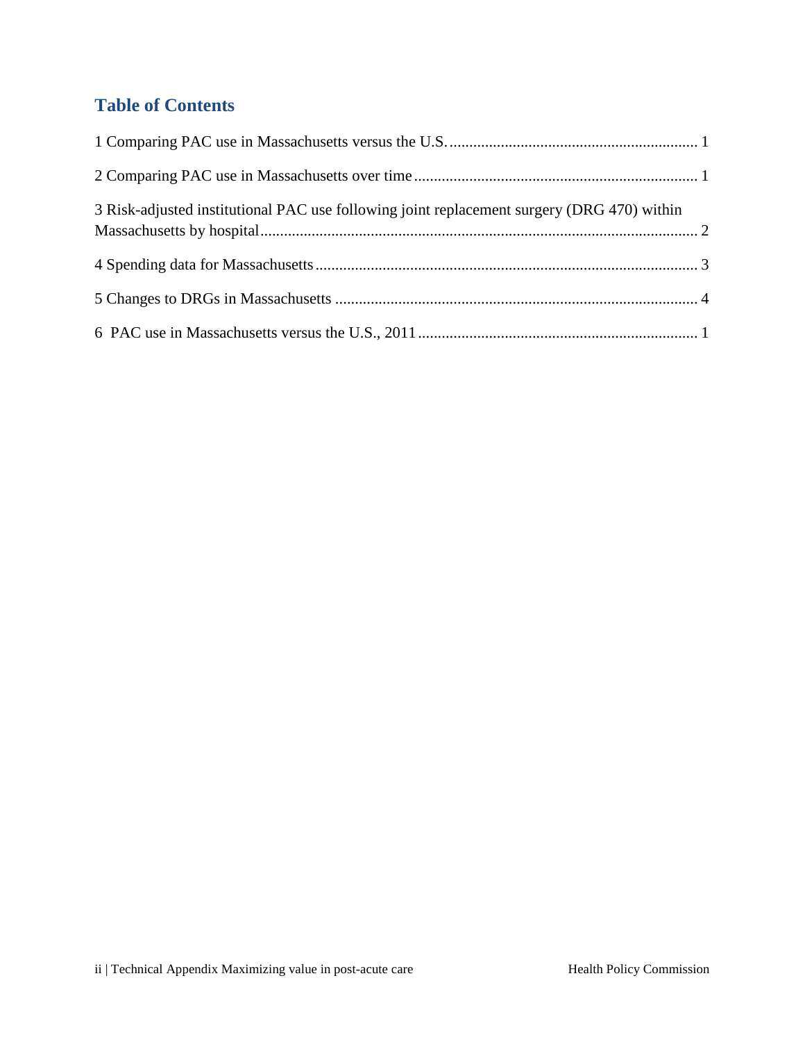# Table of Contents

1 Comparing PAC use in Massachusetts versus the U.S. ............................................................... 1

2 Comparing PAC use in Massachusetts over time ....................................................................... 1

3 Risk-adjusted institutional PAC use following joint replacement surgery (DRG 470) within Massachusetts by hospital .............................................................................................................. 2

4 Spending data for Massachusetts ................................................................................................ 3

5 Changes to DRGs in Massachusetts ........................................................................................... 4

6 PAC use in Massachusetts versus the U.S., 2011 ....................................................................... 1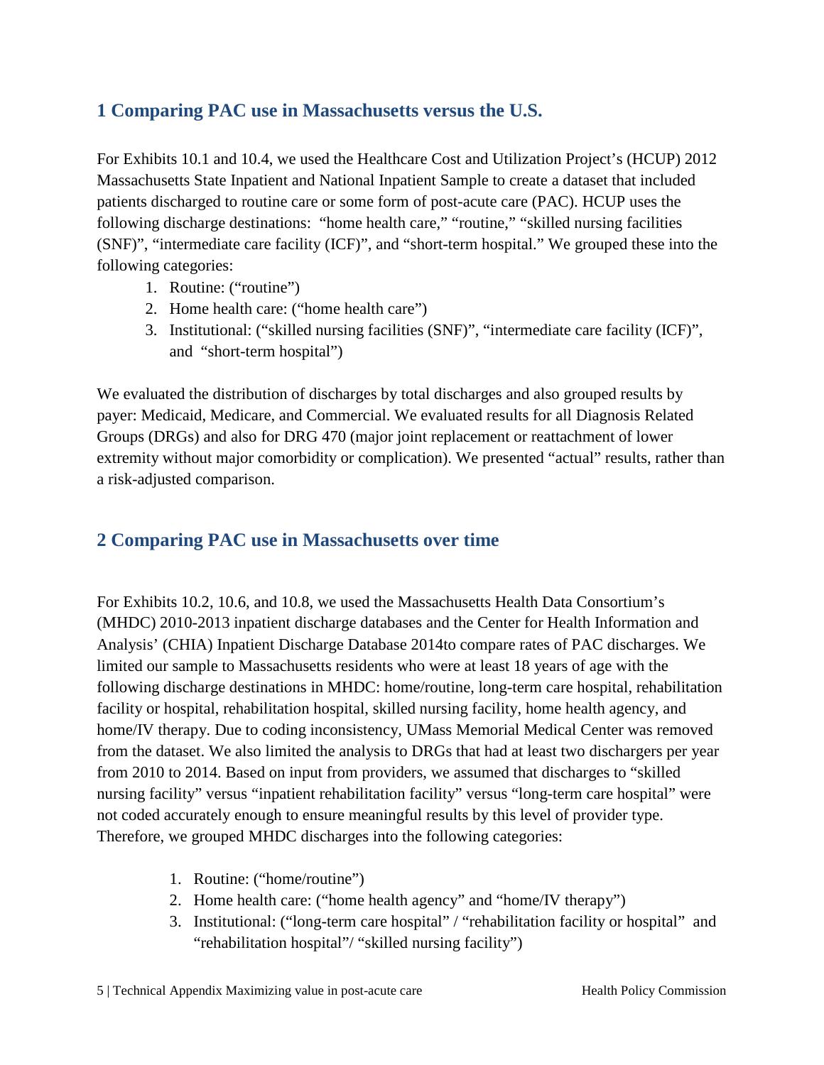## 1 Comparing PAC use in Massachusetts versus the U.S.

For Exhibits 10.1 and 10.4, we used the Healthcare Cost and Utilization Project's (HCUP) 2012 Massachusetts State Inpatient and National Inpatient Sample to create a dataset that included patients discharged to routine care or some form of post-acute care (PAC). HCUP uses the following discharge destinations: "home health care," "routine," "skilled nursing facilities (SNF)", "intermediate care facility (ICF)", and "short-term hospital." We grouped these into the following categories:

1. Routine: ("routine")
2. Home health care: ("home health care")
3. Institutional: ("skilled nursing facilities (SNF)", "intermediate care facility (ICF)", and "short-term hospital")

We evaluated the distribution of discharges by total discharges and also grouped results by payer: Medicaid, Medicare, and Commercial. We evaluated results for all Diagnosis Related Groups (DRGs) and also for DRG 470 (major joint replacement or reattachment of lower extremity without major comorbidity or complication). We presented "actual" results, rather than a risk-adjusted comparison.

## 2 Comparing PAC use in Massachusetts over time

For Exhibits 10.2, 10.6, and 10.8, we used the Massachusetts Health Data Consortium's (MHDC) 2010-2013 inpatient discharge databases and the Center for Health Information and Analysis' (CHIA) Inpatient Discharge Database 2014to compare rates of PAC discharges. We limited our sample to Massachusetts residents who were at least 18 years of age with the following discharge destinations in MHDC: home/routine, long-term care hospital, rehabilitation facility or hospital, rehabilitation hospital, skilled nursing facility, home health agency, and home/IV therapy. Due to coding inconsistency, UMass Memorial Medical Center was removed from the dataset. We also limited the analysis to DRGs that had at least two dischargers per year from 2010 to 2014. Based on input from providers, we assumed that discharges to "skilled nursing facility" versus "inpatient rehabilitation facility" versus "long-term care hospital" were not coded accurately enough to ensure meaningful results by this level of provider type. Therefore, we grouped MHDC discharges into the following categories:

1. Routine: ("home/routine")
2. Home health care: ("home health agency" and "home/IV therapy")
3. Institutional: ("long-term care hospital" / "rehabilitation facility or hospital" and "rehabilitation hospital"/ "skilled nursing facility")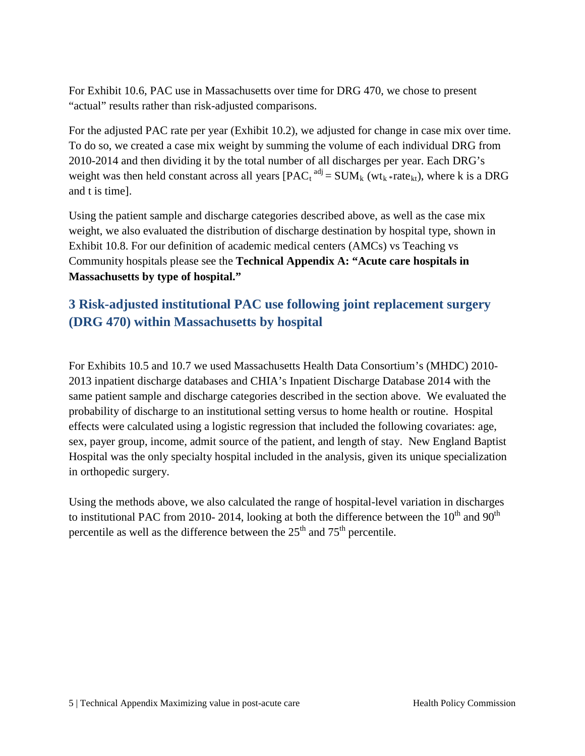For Exhibit 10.6, PAC use in Massachusetts over time for DRG 470, we chose to present "actual" results rather than risk-adjusted comparisons.

For the adjusted PAC rate per year (Exhibit 10.2), we adjusted for change in case mix over time. To do so, we created a case mix weight by summing the volume of each individual DRG from 2010-2014 and then dividing it by the total number of all discharges per year. Each DRG's weight was then held constant across all years [$PAC_t^{adj} = SUM_k (wt_k * rate_{kt})$, where k is a DRG and t is time].

Using the patient sample and discharge categories described above, as well as the case mix weight, we also evaluated the distribution of discharge destination by hospital type, shown in Exhibit 10.8. For our definition of academic medical centers (AMCs) vs Teaching vs Community hospitals please see the **Technical Appendix A: "Acute care hospitals in Massachusetts by type of hospital."**

## 3 Risk-adjusted institutional PAC use following joint replacement surgery (DRG 470) within Massachusetts by hospital

For Exhibits 10.5 and 10.7 we used Massachusetts Health Data Consortium's (MHDC) 2010-2013 inpatient discharge databases and CHIA's Inpatient Discharge Database 2014 with the same patient sample and discharge categories described in the section above. We evaluated the probability of discharge to an institutional setting versus to home health or routine. Hospital effects were calculated using a logistic regression that included the following covariates: age, sex, payer group, income, admit source of the patient, and length of stay. New England Baptist Hospital was the only specialty hospital included in the analysis, given its unique specialization in orthopedic surgery.

Using the methods above, we also calculated the range of hospital-level variation in discharges to institutional PAC from 2010- 2014, looking at both the difference between the 10th and 90th percentile as well as the difference between the 25th and 75th percentile.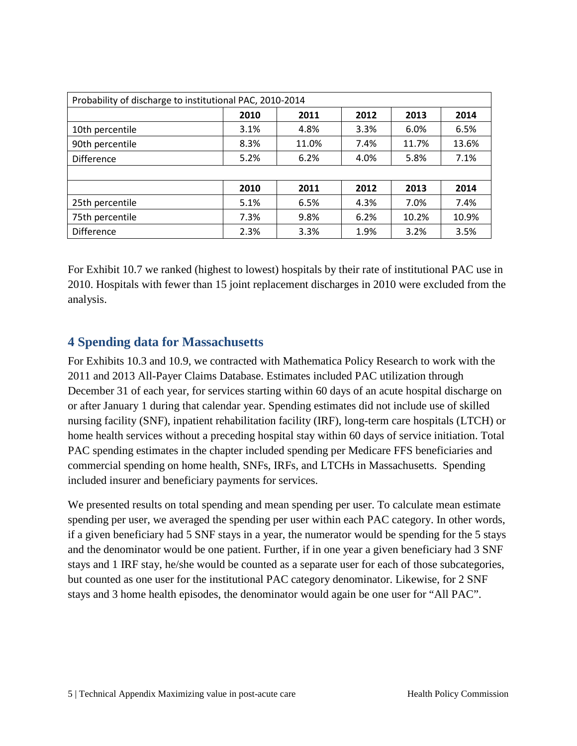| Probability of discharge to institutional PAC, 2010-2014 | | | | | |
|---|---|---|---|---|---|
| | **2010** | **2011** | **2012** | **2013** | **2014** |
| 10th percentile | 3.1% | 4.8% | 3.3% | 6.0% | 6.5% |
| 90th percentile | 8.3% | 11.0% | 7.4% | 11.7% | 13.6% |
| Difference | 5.2% | 6.2% | 4.0% | 5.8% | 7.1% |
| | | | | | |
| | **2010** | **2011** | **2012** | **2013** | **2014** |
| 25th percentile | 5.1% | 6.5% | 4.3% | 7.0% | 7.4% |
| 75th percentile | 7.3% | 9.8% | 6.2% | 10.2% | 10.9% |
| Difference | 2.3% | 3.3% | 1.9% | 3.2% | 3.5% |

For Exhibit 10.7 we ranked (highest to lowest) hospitals by their rate of institutional PAC use in 2010. Hospitals with fewer than 15 joint replacement discharges in 2010 were excluded from the analysis.

## 4 Spending data for Massachusetts

For Exhibits 10.3 and 10.9, we contracted with Mathematica Policy Research to work with the 2011 and 2013 All-Payer Claims Database. Estimates included PAC utilization through December 31 of each year, for services starting within 60 days of an acute hospital discharge on or after January 1 during that calendar year. Spending estimates did not include use of skilled nursing facility (SNF), inpatient rehabilitation facility (IRF), long-term care hospitals (LTCH) or home health services without a preceding hospital stay within 60 days of service initiation. Total PAC spending estimates in the chapter included spending per Medicare FFS beneficiaries and commercial spending on home health, SNFs, IRFs, and LTCHs in Massachusetts. Spending included insurer and beneficiary payments for services.

We presented results on total spending and mean spending per user. To calculate mean estimate spending per user, we averaged the spending per user within each PAC category. In other words, if a given beneficiary had 5 SNF stays in a year, the numerator would be spending for the 5 stays and the denominator would be one patient. Further, if in one year a given beneficiary had 3 SNF stays and 1 IRF stay, he/she would be counted as a separate user for each of those subcategories, but counted as one user for the institutional PAC category denominator. Likewise, for 2 SNF stays and 3 home health episodes, the denominator would again be one user for "All PAC".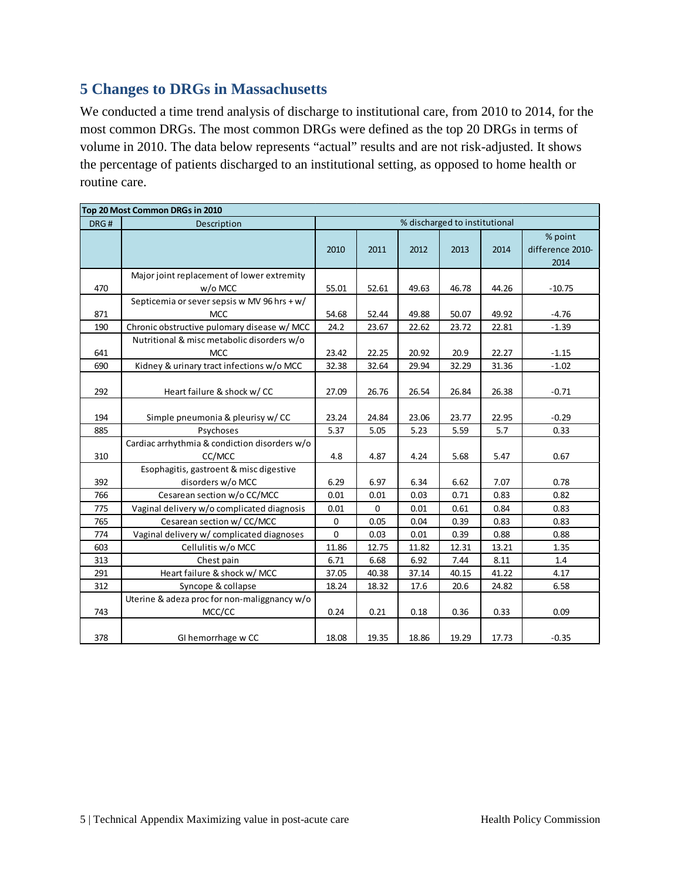## 5 Changes to DRGs in Massachusetts

We conducted a time trend analysis of discharge to institutional care, from 2010 to 2014, for the most common DRGs. The most common DRGs were defined as the top 20 DRGs in terms of volume in 2010. The data below represents "actual" results and are not risk-adjusted. It shows the percentage of patients discharged to an institutional setting, as opposed to home health or routine care.

| Top 20 Most Common DRGs in 2010 | | | | | | | |
|---|---|---|---|---|---|---|---|
| DRG # | Description | % discharged to institutional | | | | | |
| | | 2010 | 2011 | 2012 | 2013 | 2014 | % point difference 2010-2014 |
| 470 | Major joint replacement of lower extremity w/o MCC | 55.01 | 52.61 | 49.63 | 46.78 | 44.26 | -10.75 |
| 871 | Septicemia or sever sepsis w MV 96 hrs + w/ MCC | 54.68 | 52.44 | 49.88 | 50.07 | 49.92 | -4.76 |
| 190 | Chronic obstructive pulomary disease w/ MCC | 24.2 | 23.67 | 22.62 | 23.72 | 22.81 | -1.39 |
| 641 | Nutritional & misc metabolic disorders w/o MCC | 23.42 | 22.25 | 20.92 | 20.9 | 22.27 | -1.15 |
| 690 | Kidney & urinary tract infections w/o MCC | 32.38 | 32.64 | 29.94 | 32.29 | 31.36 | -1.02 |
| 292 | Heart failure & shock w/ CC | 27.09 | 26.76 | 26.54 | 26.84 | 26.38 | -0.71 |
| 194 | Simple pneumonia & pleurisy w/ CC | 23.24 | 24.84 | 23.06 | 23.77 | 22.95 | -0.29 |
| 885 | Psychoses | 5.37 | 5.05 | 5.23 | 5.59 | 5.7 | 0.33 |
| 310 | Cardiac arrhythmia & condition disorders w/o CC/MCC | 4.8 | 4.87 | 4.24 | 5.68 | 5.47 | 0.67 |
| 392 | Esophagitis, gastroent & misc digestive disorders w/o MCC | 6.29 | 6.97 | 6.34 | 6.62 | 7.07 | 0.78 |
| 766 | Cesarean section w/o CC/MCC | 0.01 | 0.01 | 0.03 | 0.71 | 0.83 | 0.82 |
| 775 | Vaginal delivery w/o complicated diagnosis | 0.01 | 0 | 0.01 | 0.61 | 0.84 | 0.83 |
| 765 | Cesarean section w/ CC/MCC | 0 | 0.05 | 0.04 | 0.39 | 0.83 | 0.83 |
| 774 | Vaginal delivery w/ complicated diagnoses | 0 | 0.03 | 0.01 | 0.39 | 0.88 | 0.88 |
| 603 | Cellulitis w/o MCC | 11.86 | 12.75 | 11.82 | 12.31 | 13.21 | 1.35 |
| 313 | Chest pain | 6.71 | 6.68 | 6.92 | 7.44 | 8.11 | 1.4 |
| 291 | Heart failure & shock w/ MCC | 37.05 | 40.38 | 37.14 | 40.15 | 41.22 | 4.17 |
| 312 | Syncope & collapse | 18.24 | 18.32 | 17.6 | 20.6 | 24.82 | 6.58 |
| 743 | Uterine & adeza proc for non-maliggnancy w/o MCC/CC | 0.24 | 0.21 | 0.18 | 0.36 | 0.33 | 0.09 |
| 378 | GI hemorrhage w CC | 18.08 | 19.35 | 18.86 | 19.29 | 17.73 | -0.35 |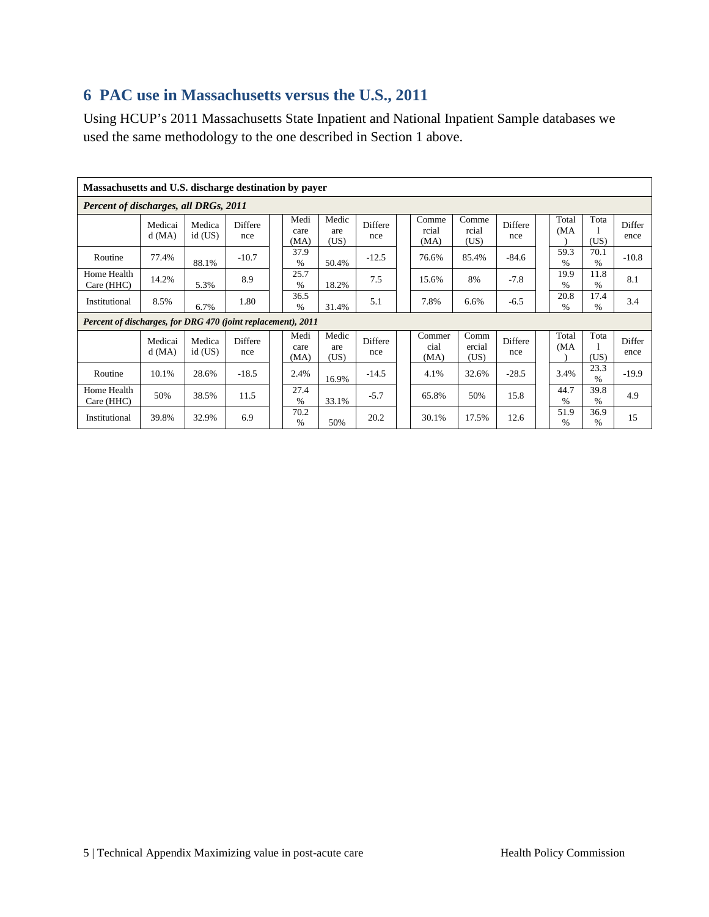## 6 PAC use in Massachusetts versus the U.S., 2011

Using HCUP's 2011 Massachusetts State Inpatient and National Inpatient Sample databases we used the same methodology to the one described in Section 1 above.

**Massachusetts and U.S. discharge destination by payer**

| *Percent of discharges, all DRGs, 2011* | Medicaid (MA) | Medicaid (US) | Difference | Medicare (MA) | Medicare (US) | Difference | Commercial (MA) | Commercial (US) | Difference | Total (MA) | Total (US) | Difference |
|---|---|---|---|---|---|---|---|---|---|---|---|---|
| Routine | 77.4% | 88.1% | -10.7 | 37.9% | 50.4% | -12.5 | 76.6% | 85.4% | -84.6 | 59.3% | 70.1% | -10.8 |
| Home Health Care (HHC) | 14.2% | 5.3% | 8.9 | 25.7% | 18.2% | 7.5 | 15.6% | 8% | -7.8 | 19.9% | 11.8% | 8.1 |
| Institutional | 8.5% | 6.7% | 1.80 | 36.5% | 31.4% | 5.1 | 7.8% | 6.6% | -6.5 | 20.8% | 17.4% | 3.4 |

| *Percent of discharges, for DRG 470 (joint replacement), 2011* | Medicaid (MA) | Medicaid (US) | Difference | Medicare (MA) | Medicare (US) | Difference | Commercial (MA) | Commercial (US) | Difference | Total (MA) | Total (US) | Difference |
|---|---|---|---|---|---|---|---|---|---|---|---|---|
| Routine | 10.1% | 28.6% | -18.5 | 2.4% | 16.9% | -14.5 | 4.1% | 32.6% | -28.5 | 3.4% | 23.3% | -19.9 |
| Home Health Care (HHC) | 50% | 38.5% | 11.5 | 27.4% | 33.1% | -5.7 | 65.8% | 50% | 15.8 | 44.7% | 39.8% | 4.9 |
| Institutional | 39.8% | 32.9% | 6.9 | 70.2% | 50% | 20.2 | 30.1% | 17.5% | 12.6 | 51.9% | 36.9% | 15 |